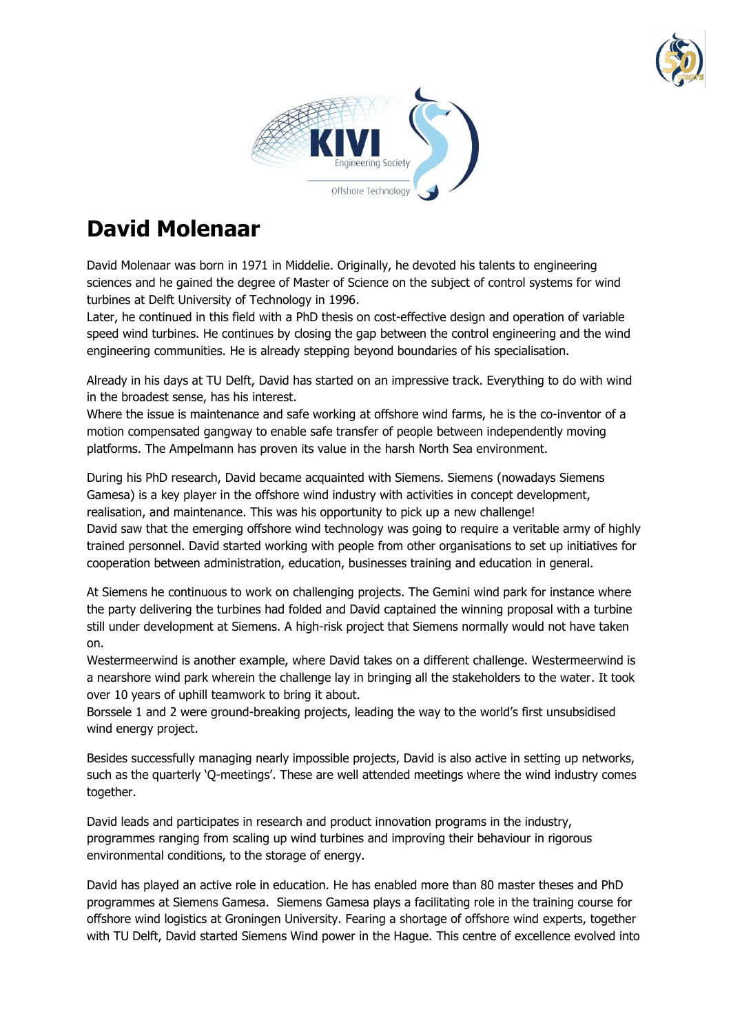# David Molenaar

David Molenaar was born in 1971 in Middelie. Originally, he devoted his talents to engineering sciences and he gained the degree of Master of Science on the subject of control systems for wind turbines at Delft University of Technology in 1996.
Later, he continued in this field with a PhD thesis on cost-effective design and operation of variable speed wind turbines. He continues by closing the gap between the control engineering and the wind engineering communities. He is already stepping beyond boundaries of his specialisation.

Already in his days at TU Delft, David has started on an impressive track. Everything to do with wind in the broadest sense, has his interest.
Where the issue is maintenance and safe working at offshore wind farms, he is the co-inventor of a motion compensated gangway to enable safe transfer of people between independently moving platforms. The Ampelmann has proven its value in the harsh North Sea environment.

During his PhD research, David became acquainted with Siemens. Siemens (nowadays Siemens Gamesa) is a key player in the offshore wind industry with activities in concept development, realisation, and maintenance. This was his opportunity to pick up a new challenge!
David saw that the emerging offshore wind technology was going to require a veritable army of highly trained personnel. David started working with people from other organisations to set up initiatives for cooperation between administration, education, businesses training and education in general.

At Siemens he continuous to work on challenging projects. The Gemini wind park for instance where the party delivering the turbines had folded and David captained the winning proposal with a turbine still under development at Siemens. A high-risk project that Siemens normally would not have taken on.
Westermeerwind is another example, where David takes on a different challenge. Westermeerwind is a nearshore wind park wherein the challenge lay in bringing all the stakeholders to the water. It took over 10 years of uphill teamwork to bring it about.
Borssele 1 and 2 were ground-breaking projects, leading the way to the world's first unsubsidised wind energy project.

Besides successfully managing nearly impossible projects, David is also active in setting up networks, such as the quarterly 'Q-meetings'. These are well attended meetings where the wind industry comes together.

David leads and participates in research and product innovation programs in the industry, programmes ranging from scaling up wind turbines and improving their behaviour in rigorous environmental conditions, to the storage of energy.

David has played an active role in education. He has enabled more than 80 master theses and PhD programmes at Siemens Gamesa. Siemens Gamesa plays a facilitating role in the training course for offshore wind logistics at Groningen University. Fearing a shortage of offshore wind experts, together with TU Delft, David started Siemens Wind power in the Hague. This centre of excellence evolved into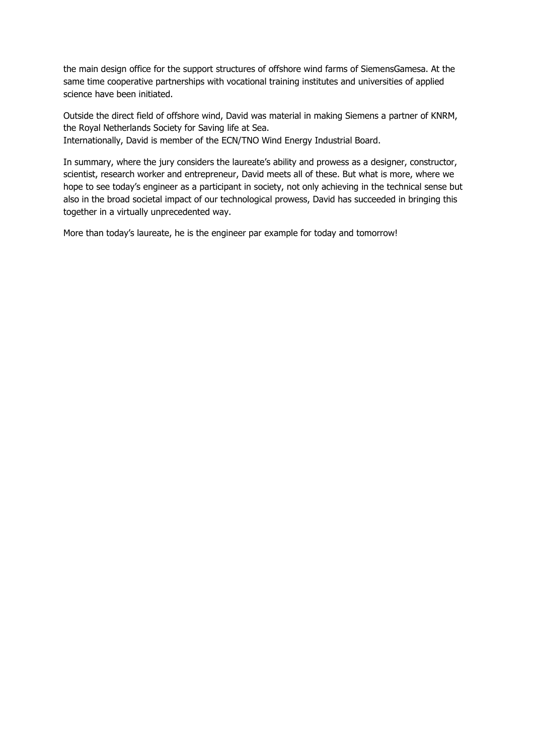the main design office for the support structures of offshore wind farms of SiemensGamesa. At the same time cooperative partnerships with vocational training institutes and universities of applied science have been initiated.

Outside the direct field of offshore wind, David was material in making Siemens a partner of KNRM, the Royal Netherlands Society for Saving life at Sea.
Internationally, David is member of the ECN/TNO Wind Energy Industrial Board.

In summary, where the jury considers the laureate's ability and prowess as a designer, constructor, scientist, research worker and entrepreneur, David meets all of these. But what is more, where we hope to see today's engineer as a participant in society, not only achieving in the technical sense but also in the broad societal impact of our technological prowess, David has succeeded in bringing this together in a virtually unprecedented way.

More than today's laureate, he is the engineer par example for today and tomorrow!